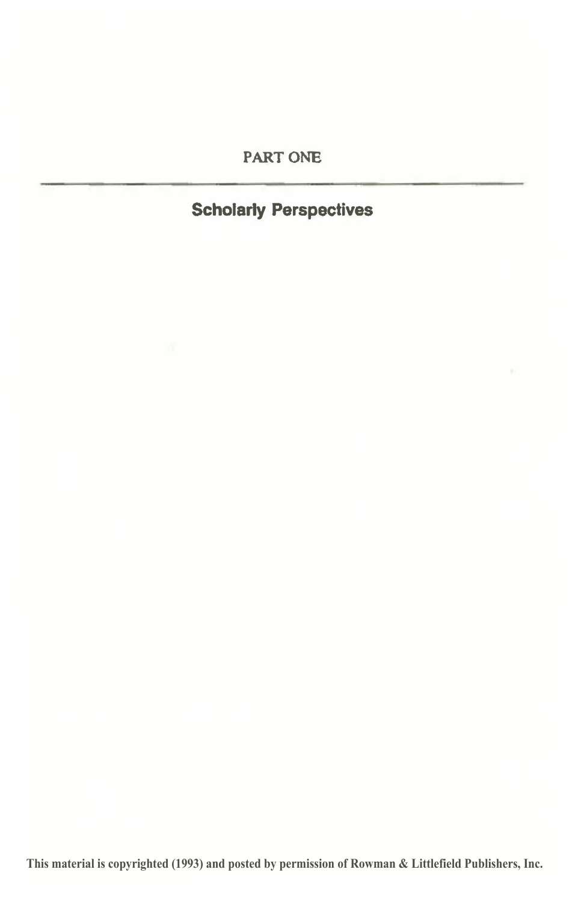PART ONE

# Scholarly Perspectives

This material is copyrighted (1993) and posted by permission of Rowman & Littlefield Publishers, Inc.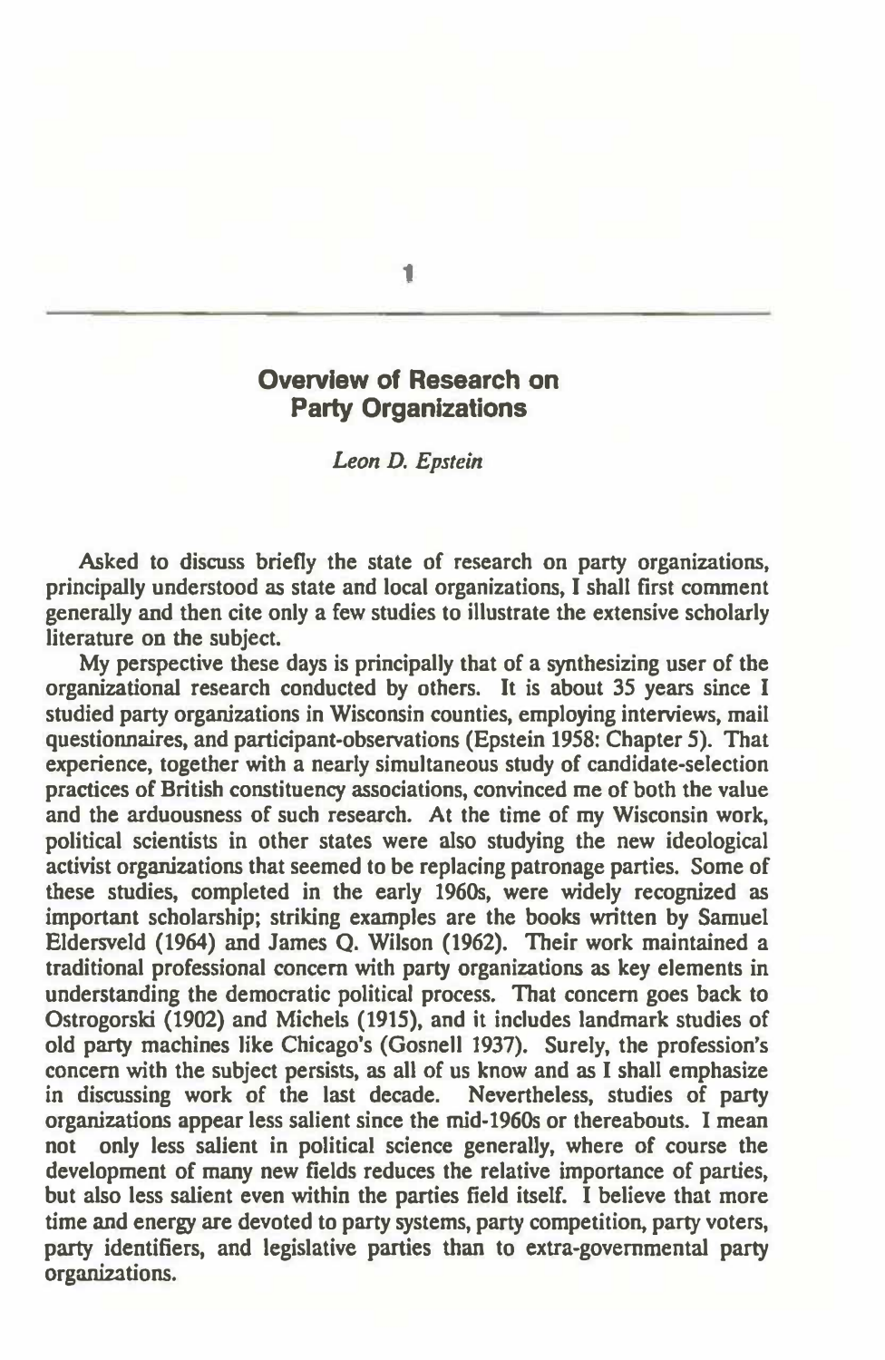# 1

## Overview of Research on Party Organizations

*Leon D. Epstein*

Asked to discuss briefly the state of research on party organizations, principally understood as state and local organizations, I shall first comment generally and then cite only a few studies to illustrate the extensive scholarly literature on the subject.

My perspective these days is principally that of a synthesizing user of the organizational research conducted by others. It is about 35 years since I studied party organizations in Wisconsin counties, employing interviews, mail questionnaires, and participant-observations (Epstein 1958: Chapter 5). That experience, together with a nearly simultaneous study of candidate-selection practices of British constituency associations, convinced me of both the value and the arduousness of such research. At the time of my Wisconsin work, political scientists in other states were also studying the new ideological activist organizations that seemed to be replacing patronage parties. Some of these studies, completed in the early 1960s, were widely recognized as important scholarship; striking examples are the books written by Samuel Eldersveld (1964) and James Q. Wilson (1962). Their work maintained a traditional professional concern with party organizations as key elements in understanding the democratic political process. That concern goes back to Ostrogorski (1902) and Michels (1915), and it includes landmark studies of old party machines like Chicago's (Gosnell 1937). Surely, the profession's concern with the subject persists, as all of us know and as I shall emphasize in discussing work of the last decade. Nevertheless, studies of party organizations appear less salient since the mid-1960s or thereabouts. I mean not only less salient in political science generally, where of course the development of many new fields reduces the relative importance of parties, but also less salient even within the parties field itself. I believe that more time and energy are devoted to party systems, party competition, party voters, party identifiers, and legislative parties than to extra-governmental party organizations.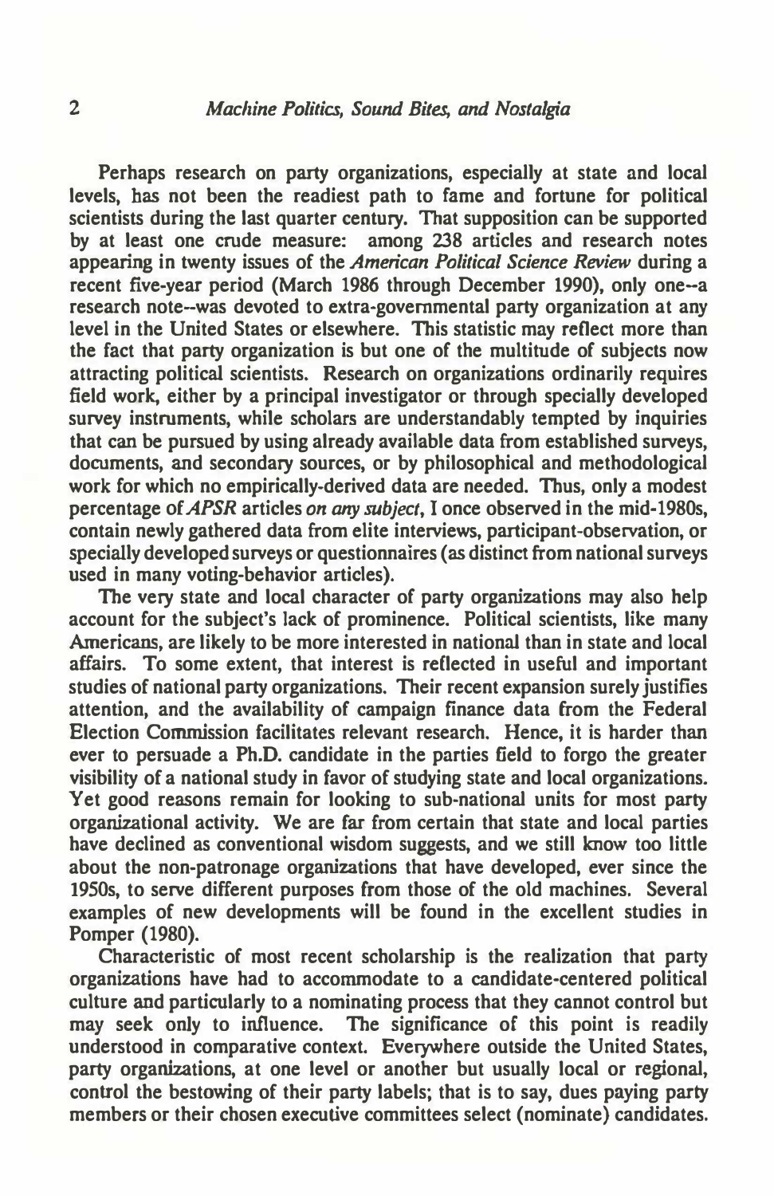Perhaps research on party organizations, especially at state and local levels, has not been the readiest path to fame and fortune for political scientists during the last quarter century. That supposition can be supported by at least one crude measure: among 238 articles and research notes appearing in twenty issues of the *American Political Science Review* during a recent five-year period (March 1986 through December 1990), only one--a research note--was devoted to extra-governmental party organization at any level in the United States or elsewhere. This statistic may reflect more than the fact that party organization is but one of the multitude of subjects now attracting political scientists. Research on organizations ordinarily requires field work, either by a principal investigator or through specially developed survey instruments, while scholars are understandably tempted by inquiries that can be pursued by using already available data from established surveys, documents, and secondary sources, or by philosophical and methodological work for which no empirically-derived data are needed. Thus, only a modest percentage of *APSR* articles *on any subject*, I once observed in the mid-1980s, contain newly gathered data from elite interviews, participant-observation, or specially developed surveys or questionnaires (as distinct from national surveys used in many voting-behavior articles).

The very state and local character of party organizations may also help account for the subject's lack of prominence. Political scientists, like many Americans, are likely to be more interested in national than in state and local affairs. To some extent, that interest is reflected in useful and important studies of national party organizations. Their recent expansion surely justifies attention, and the availability of campaign finance data from the Federal Election Commission facilitates relevant research. Hence, it is harder than ever to persuade a Ph.D. candidate in the parties field to forgo the greater visibility of a national study in favor of studying state and local organizations. Yet good reasons remain for looking to sub-national units for most party organizational activity. We are far from certain that state and local parties have declined as conventional wisdom suggests, and we still know too little about the non-patronage organizations that have developed, ever since the 1950s, to serve different purposes from those of the old machines. Several examples of new developments will be found in the excellent studies in Pomper (1980).

Characteristic of most recent scholarship is the realization that party organizations have had to accommodate to a candidate-centered political culture and particularly to a nominating process that they cannot control but may seek only to influence. The significance of this point is readily understood in comparative context. Everywhere outside the United States, party organizations, at one level or another but usually local or regional, control the bestowing of their party labels; that is to say, dues paying party members or their chosen executive committees select (nominate) candidates.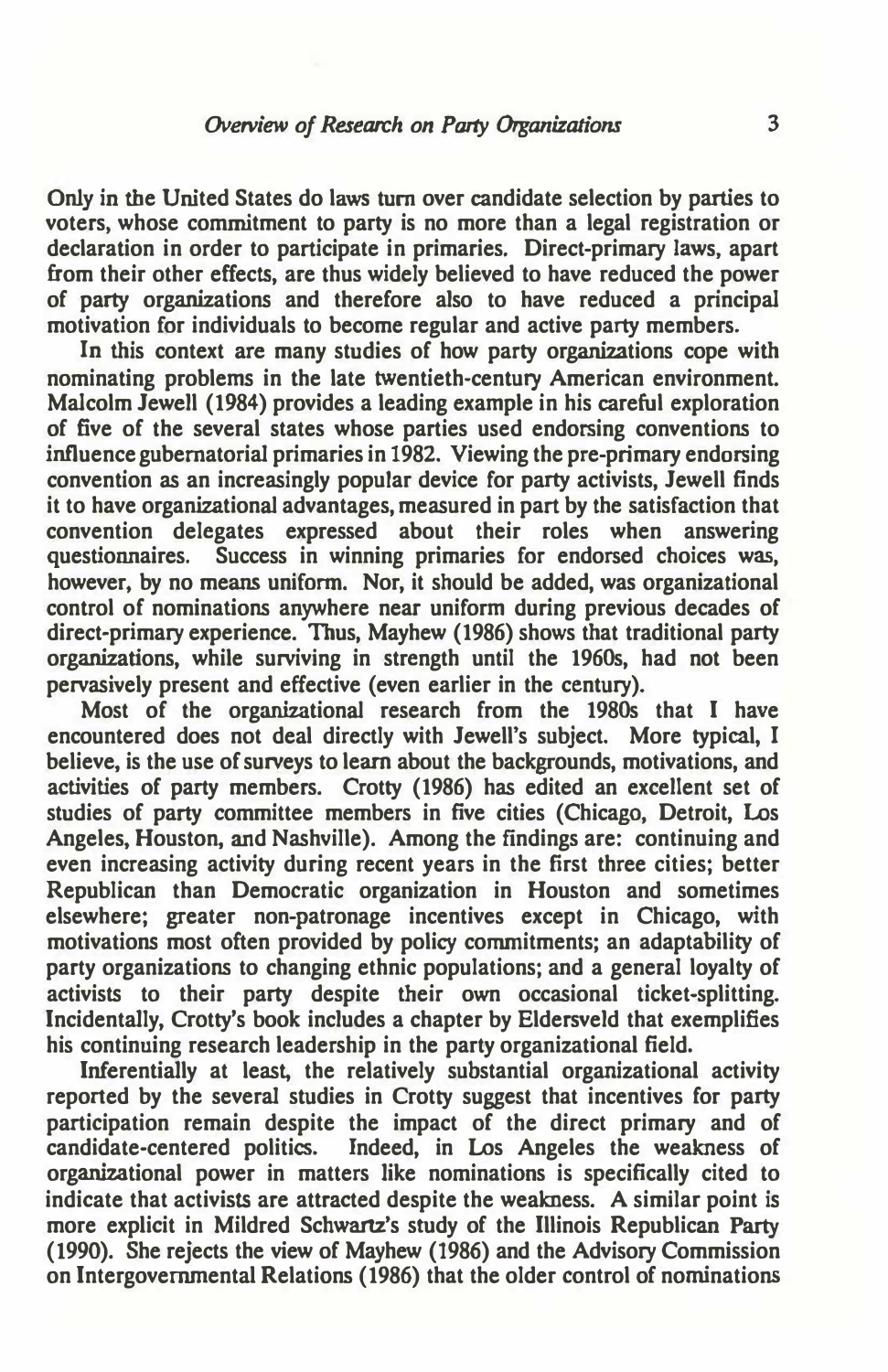Only in the United States do laws turn over candidate selection by parties to voters, whose commitment to party is no more than a legal registration or declaration in order to participate in primaries. Direct-primary laws, apart from their other effects, are thus widely believed to have reduced the power of party organizations and therefore also to have reduced a principal motivation for individuals to become regular and active party members.

In this context are many studies of how party organizations cope with nominating problems in the late twentieth-century American environment. Malcolm Jewell (1984) provides a leading example in his careful exploration of five of the several states whose parties used endorsing conventions to influence gubernatorial primaries in 1982. Viewing the pre-primary endorsing convention as an increasingly popular device for party activists, Jewell finds it to have organizational advantages, measured in part by the satisfaction that convention delegates expressed about their roles when answering questionnaires. Success in winning primaries for endorsed choices was, however, by no means uniform. Nor, it should be added, was organizational control of nominations anywhere near uniform during previous decades of direct-primary experience. Thus, Mayhew (1986) shows that traditional party organizations, while surviving in strength until the 1960s, had not been pervasively present and effective (even earlier in the century).

Most of the organizational research from the 1980s that I have encountered does not deal directly with Jewell's subject. More typical, I believe, is the use of surveys to learn about the backgrounds, motivations, and activities of party members. Crotty (1986) has edited an excellent set of studies of party committee members in five cities (Chicago, Detroit, Los Angeles, Houston, and Nashville). Among the findings are: continuing and even increasing activity during recent years in the first three cities; better Republican than Democratic organization in Houston and sometimes elsewhere; greater non-patronage incentives except in Chicago, with motivations most often provided by policy commitments; an adaptability of party organizations to changing ethnic populations; and a general loyalty of activists to their party despite their own occasional ticket-splitting. Incidentally, Crotty's book includes a chapter by Eldersveld that exemplifies his continuing research leadership in the party organizational field.

Inferentially at least, the relatively substantial organizational activity reported by the several studies in Crotty suggest that incentives for party participation remain despite the impact of the direct primary and of candidate-centered politics. Indeed, in Los Angeles the weakness of organizational power in matters like nominations is specifically cited to indicate that activists are attracted despite the weakness. A similar point is more explicit in Mildred Schwartz's study of the Illinois Republican Party (1990). She rejects the view of Mayhew (1986) and the Advisory Commission on Intergovernmental Relations (1986) that the older control of nominations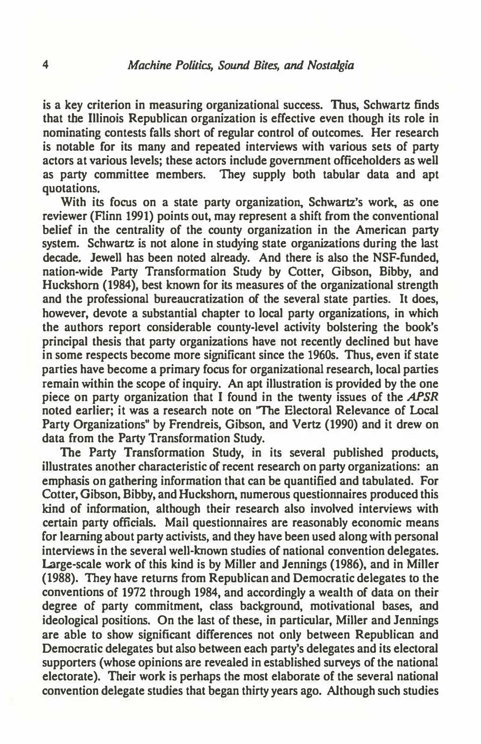is a key criterion in measuring organizational success. Thus, Schwartz finds that the Illinois Republican organization is effective even though its role in nominating contests falls short of regular control of outcomes. Her research is notable for its many and repeated interviews with various sets of party actors at various levels; these actors include government officeholders as well as party committee members. They supply both tabular data and apt quotations.

With its focus on a state party organization, Schwartz's work, as one reviewer (Flinn 1991) points out, may represent a shift from the conventional belief in the centrality of the county organization in the American party system. Schwartz is not alone in studying state organizations during the last decade. Jewell has been noted already. And there is also the NSF-funded, nation-wide Party Transformation Study by Cotter, Gibson, Bibby, and Huckshorn (1984), best known for its measures of the organizational strength and the professional bureaucratization of the several state parties. It does, however, devote a substantial chapter to local party organizations, in which the authors report considerable county-level activity bolstering the book's principal thesis that party organizations have not recently declined but have in some respects become more significant since the 1960s. Thus, even if state parties have become a primary focus for organizational research, local parties remain within the scope of inquiry. An apt illustration is provided by the one piece on party organization that I found in the twenty issues of the *APSR* noted earlier; it was a research note on "The Electoral Relevance of Local Party Organizations" by Frendreis, Gibson, and Vertz (1990) and it drew on data from the Party Transformation Study.

The Party Transformation Study, in its several published products, illustrates another characteristic of recent research on party organizations: an emphasis on gathering information that can be quantified and tabulated. For Cotter, Gibson, Bibby, and Huckshorn, numerous questionnaires produced this kind of information, although their research also involved interviews with certain party officials. Mail questionnaires are reasonably economic means for learning about party activists, and they have been used along with personal interviews in the several well-known studies of national convention delegates. Large-scale work of this kind is by Miller and Jennings (1986), and in Miller (1988). They have returns from Republican and Democratic delegates to the conventions of 1972 through 1984, and accordingly a wealth of data on their degree of party commitment, class background, motivational bases, and ideological positions. On the last of these, in particular, Miller and Jennings are able to show significant differences not only between Republican and Democratic delegates but also between each party's delegates and its electoral supporters (whose opinions are revealed in established surveys of the national electorate). Their work is perhaps the most elaborate of the several national convention delegate studies that began thirty years ago. Although such studies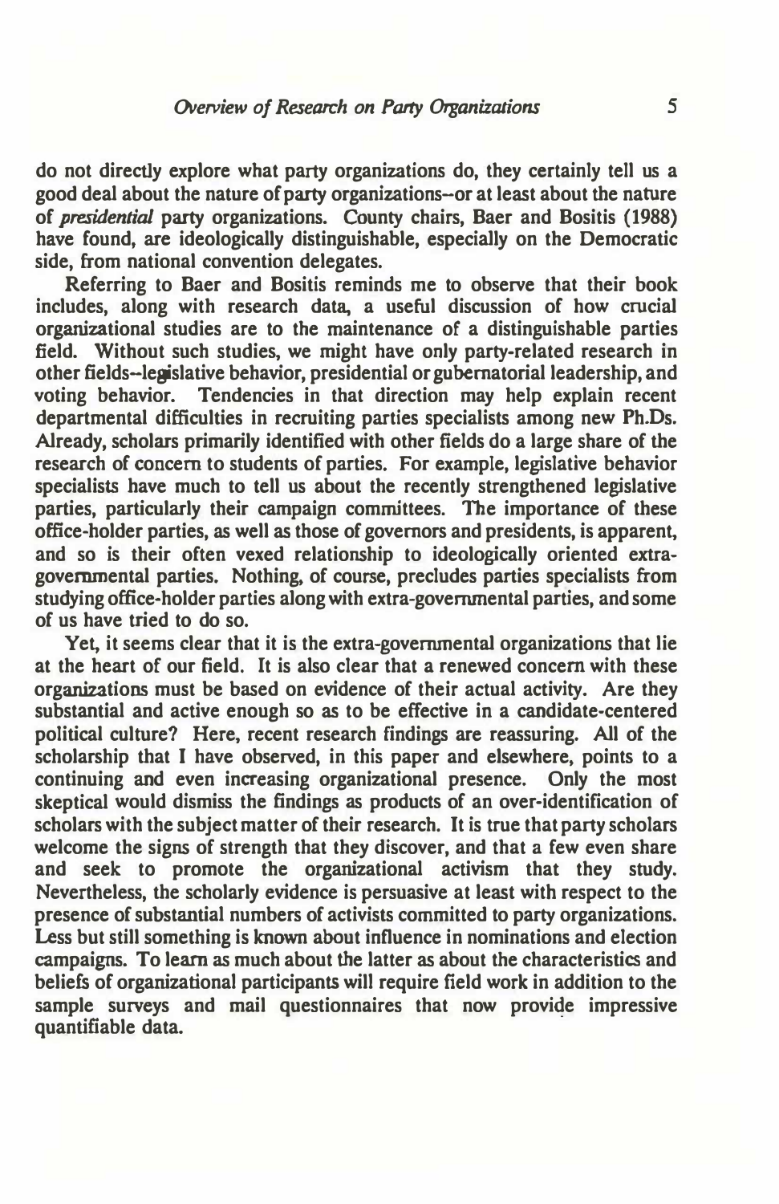do not directly explore what party organizations do, they certainly tell us a good deal about the nature of party organizations--or at least about the nature of *presidential* party organizations. County chairs, Baer and Bositis (1988) have found, are ideologically distinguishable, especially on the Democratic side, from national convention delegates.

Referring to Baer and Bositis reminds me to observe that their book includes, along with research data, a useful discussion of how crucial organizational studies are to the maintenance of a distinguishable parties field. Without such studies, we might have only party-related research in other fields--legislative behavior, presidential or gubernatorial leadership, and voting behavior. Tendencies in that direction may help explain recent departmental difficulties in recruiting parties specialists among new Ph.Ds. Already, scholars primarily identified with other fields do a large share of the research of concern to students of parties. For example, legislative behavior specialists have much to tell us about the recently strengthened legislative parties, particularly their campaign committees. The importance of these office-holder parties, as well as those of governors and presidents, is apparent, and so is their often vexed relationship to ideologically oriented extra-governmental parties. Nothing, of course, precludes parties specialists from studying office-holder parties along with extra-governmental parties, and some of us have tried to do so.

Yet, it seems clear that it is the extra-governmental organizations that lie at the heart of our field. It is also clear that a renewed concern with these organizations must be based on evidence of their actual activity. Are they substantial and active enough so as to be effective in a candidate-centered political culture? Here, recent research findings are reassuring. All of the scholarship that I have observed, in this paper and elsewhere, points to a continuing and even increasing organizational presence. Only the most skeptical would dismiss the findings as products of an over-identification of scholars with the subject matter of their research. It is true that party scholars welcome the signs of strength that they discover, and that a few even share and seek to promote the organizational activism that they study. Nevertheless, the scholarly evidence is persuasive at least with respect to the presence of substantial numbers of activists committed to party organizations. Less but still something is known about influence in nominations and election campaigns. To learn as much about the latter as about the characteristics and beliefs of organizational participants will require field work in addition to the sample surveys and mail questionnaires that now provide impressive quantifiable data.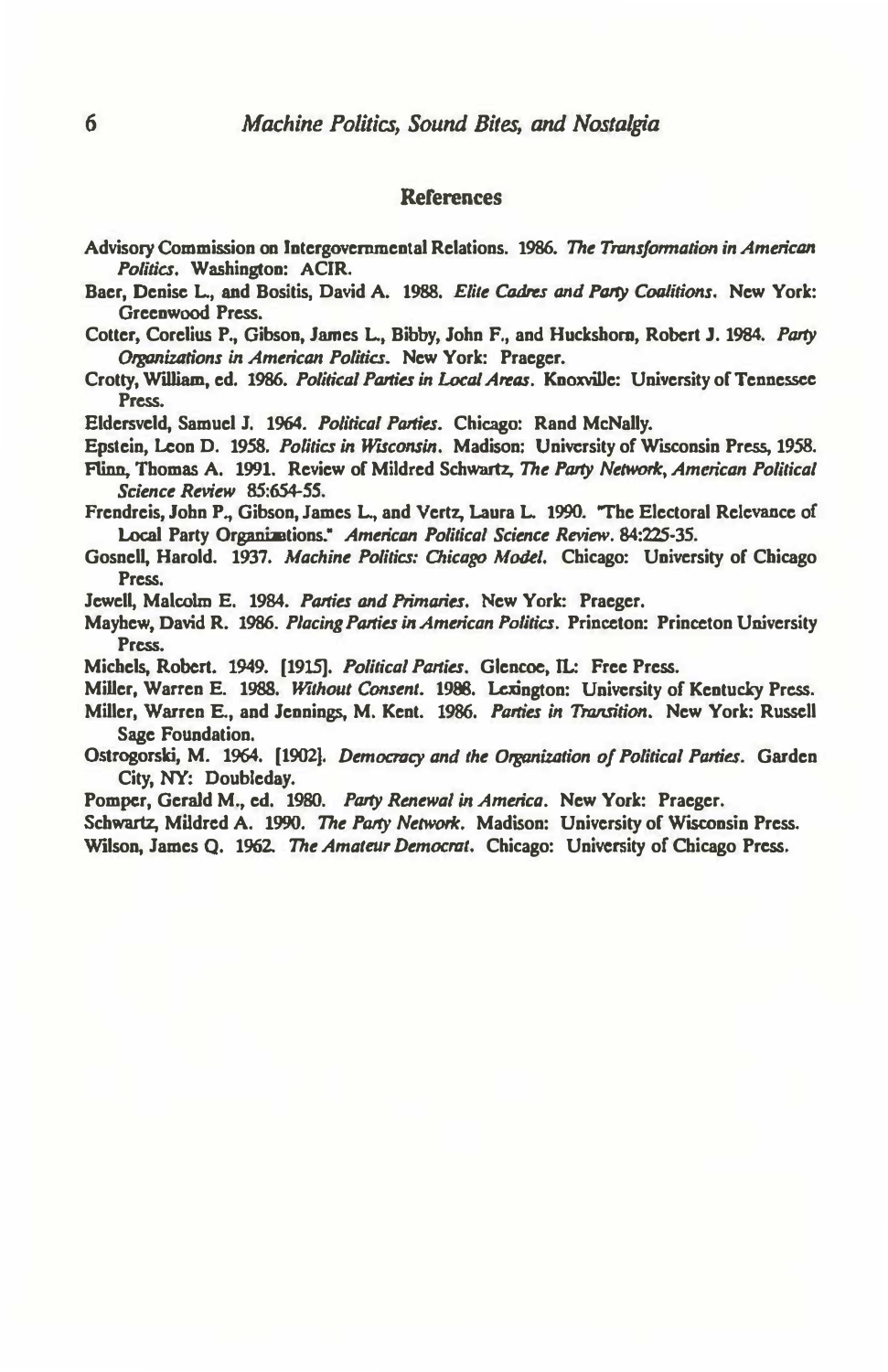## References

Advisory Commission on Intergovernmental Relations. 1986. *The Transformation in American Politics*. Washington: ACIR.

Baer, Denise L., and Bositis, David A. 1988. *Elite Cadres and Party Coalitions*. New York: Greenwood Press.

Cotter, Corelius P., Gibson, James L., Bibby, John F., and Huckshorn, Robert J. 1984. *Party Organizations in American Politics*. New York: Praeger.

Crotty, William, ed. 1986. *Political Parties in Local Areas*. Knoxville: University of Tennessee Press.

Eldersveld, Samuel J. 1964. *Political Parties*. Chicago: Rand McNally.

Epstein, Leon D. 1958. *Politics in Wisconsin*. Madison: University of Wisconsin Press, 1958.

Flinn, Thomas A. 1991. Review of Mildred Schwartz, *The Party Network*, *American Political Science Review* 85:654-55.

Frendreis, John P., Gibson, James L., and Vertz, Laura L. 1990. "The Electoral Relevance of Local Party Organizations." *American Political Science Review*. 84:225-35.

Gosnell, Harold. 1937. *Machine Politics: Chicago Model*. Chicago: University of Chicago Press.

Jewell, Malcolm E. 1984. *Parties and Primaries*. New York: Praeger.

Mayhew, David R. 1986. *Placing Parties in American Politics*. Princeton: Princeton University Press.

Michels, Robert. 1949. [1915]. *Political Parties*. Glencoe, IL: Free Press.

Miller, Warren E. 1988. *Without Consent*. 1988. Lexington: University of Kentucky Press.

Miller, Warren E., and Jennings, M. Kent. 1986. *Parties in Transition*. New York: Russell Sage Foundation.

Ostrogorski, M. 1964. [1902]. *Democracy and the Organization of Political Parties*. Garden City, NY: Doubleday.

Pomper, Gerald M., ed. 1980. *Party Renewal in America*. New York: Praeger.

Schwartz, Mildred A. 1990. *The Party Network*. Madison: University of Wisconsin Press.

Wilson, James Q. 1962. *The Amateur Democrat*. Chicago: University of Chicago Press.